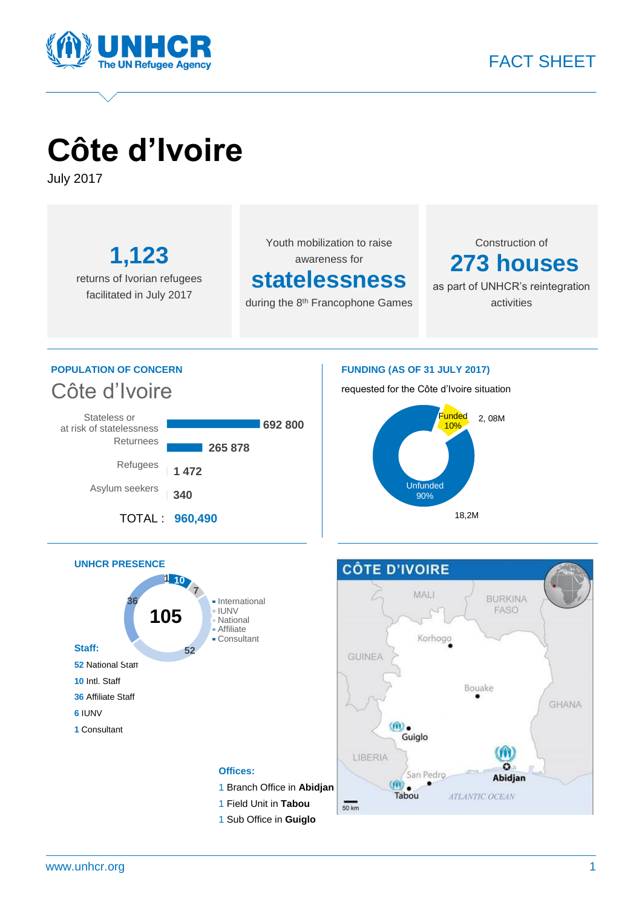FACT SHEET

# Côte d'Ivoire

July 2017

**1,123**

returns of Ivorian refugees facilitated in July 2017

Youth mobilization to raise awareness for

**statelessness**

during the 8th Francophone Games

Construction of

**273 houses**

as part of UNHCR's reintegration activities

## POPULATION OF CONCERN

### Côte d'Ivoire

| Category | Number |
|---|---|
| Stateless or at risk of statelessness | 692 800 |
| Returnees | 265 878 |
| Refugees | 1 472 |
| Asylum seekers | 340 |
| **TOTAL :** | **960,490** |

## FUNDING (AS OF 31 JULY 2017)

requested for the Côte d'Ivoire situation

- Funded 10% — 2, 08M
- Unfunded 90% — 18,2M

## UNHCR PRESENCE

**105**

- International
- IUNV
- National
- Affiliate
- Consultant

**Staff:**

52 National Staff
10 Intl. Staff
36 Affiliate Staff
6 IUNV
1 Consultant

**Offices:**

1 Branch Office in **Abidjan**
1 Field Unit in **Tabou**
1 Sub Office in **Guiglo**

CÔTE D'IVOIRE

MALI, BURKINA FASO, GUINEA, LIBERIA, GHANA, Korhogo, Bouake, Guiglo, San Pedro, Tabou, Abidjan, ATLANTIC OCEAN, 50 km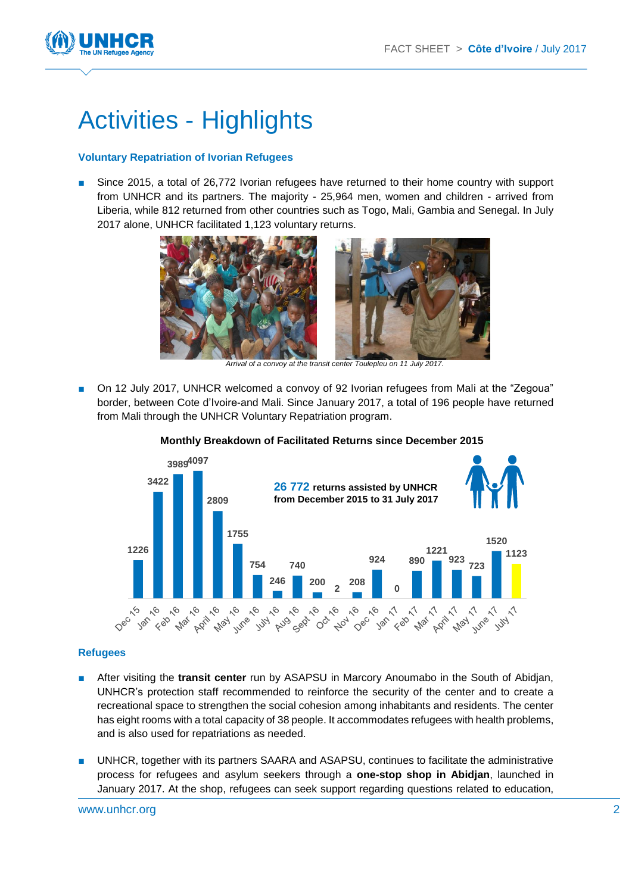# Activities - Highlights

### Voluntary Repatriation of Ivorian Refugees

- Since 2015, a total of 26,772 Ivorian refugees have returned to their home country with support from UNHCR and its partners. The majority - 25,964 men, women and children - arrived from Liberia, while 812 returned from other countries such as Togo, Mali, Gambia and Senegal. In July 2017 alone, UNHCR facilitated 1,123 voluntary returns.

*Arrival of a convoy at the transit center Toulepleu on 11 July 2017.*

- On 12 July 2017, UNHCR welcomed a convoy of 92 Ivorian refugees from Mali at the "Zegoua" border, between Cote d'Ivoire-and Mali. Since January 2017, a total of 196 people have returned from Mali through the UNHCR Voluntary Repatriation program.

**Monthly Breakdown of Facilitated Returns since December 2015**

**26 772 returns assisted by UNHCR from December 2015 to 31 July 2017**

| Month | Returns |
|---|---|
| Dec 15 | 1226 |
| Jan 16 | 3422 |
| Feb 16 | 3989 |
| Mar 16 | 4097 |
| April 16 | 2809 |
| May 16 | 1755 |
| June 16 | 754 |
| July 16 | 246 |
| Aug 16 | 740 |
| Sept 16 | 200 |
| Oct 16 | 2 |
| Nov 16 | 208 |
| Dec 16 | 924 |
| Jan 17 | 0 |
| Feb 17 | 890 |
| Mar 17 | 1221 |
| April 17 | 923 |
| May 17 | 723 |
| June 17 | 1520 |
| July 17 | 1123 |

### Refugees

- After visiting the **transit center** run by ASAPSU in Marcory Anoumabo in the South of Abidjan, UNHCR's protection staff recommended to reinforce the security of the center and to create a recreational space to strengthen the social cohesion among inhabitants and residents. The center has eight rooms with a total capacity of 38 people. It accommodates refugees with health problems, and is also used for repatriations as needed.

- UNHCR, together with its partners SAARA and ASAPSU, continues to facilitate the administrative process for refugees and asylum seekers through a **one-stop shop in Abidjan**, launched in January 2017. At the shop, refugees can seek support regarding questions related to education,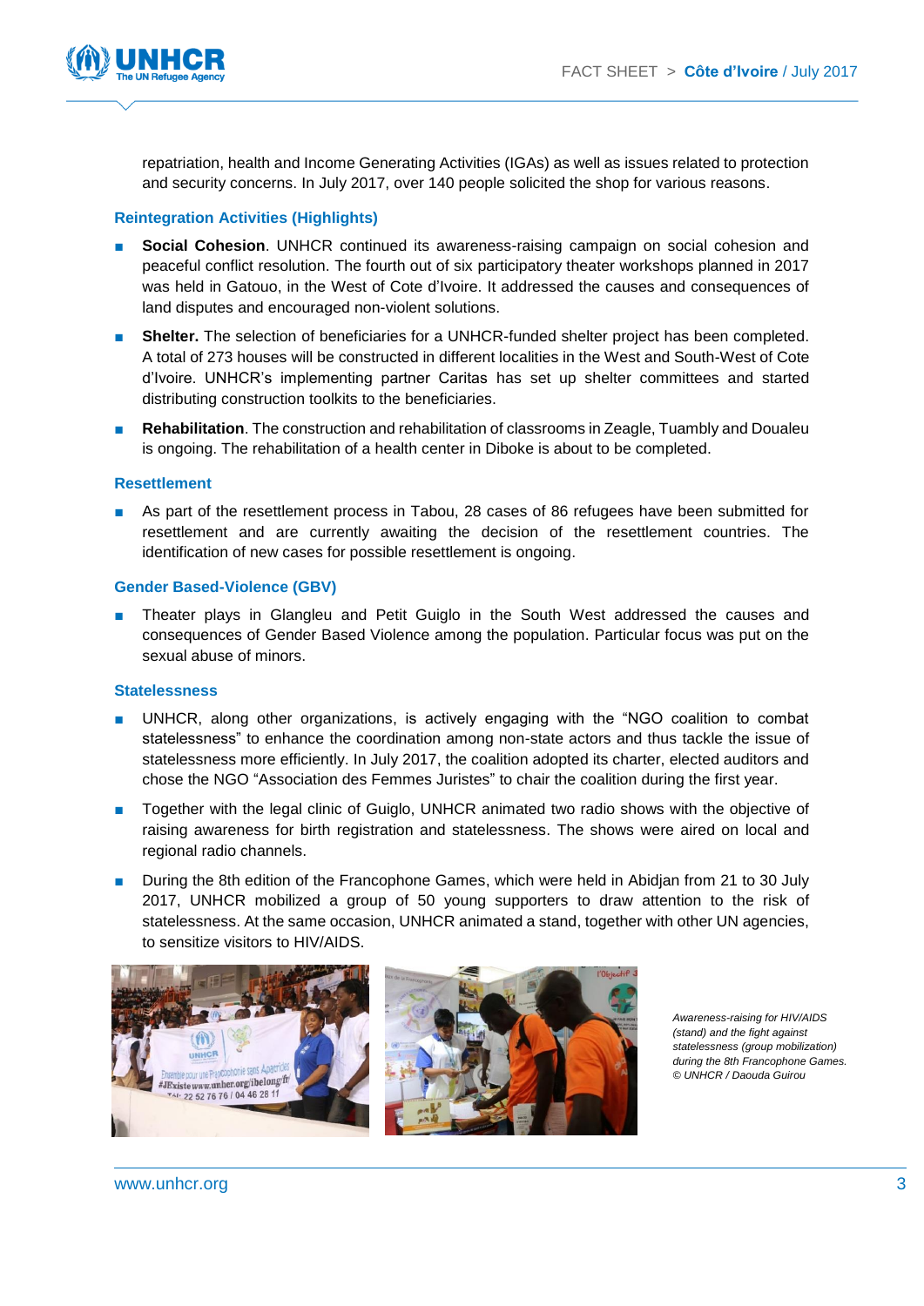repatriation, health and Income Generating Activities (IGAs) as well as issues related to protection and security concerns. In July 2017, over 140 people solicited the shop for various reasons.

### Reintegration Activities (Highlights)

- **Social Cohesion**. UNHCR continued its awareness-raising campaign on social cohesion and peaceful conflict resolution. The fourth out of six participatory theater workshops planned in 2017 was held in Gatouo, in the West of Cote d'Ivoire. It addressed the causes and consequences of land disputes and encouraged non-violent solutions.
- **Shelter.** The selection of beneficiaries for a UNHCR-funded shelter project has been completed. A total of 273 houses will be constructed in different localities in the West and South-West of Cote d'Ivoire. UNHCR's implementing partner Caritas has set up shelter committees and started distributing construction toolkits to the beneficiaries.
- **Rehabilitation**. The construction and rehabilitation of classrooms in Zeagle, Tuambly and Doualeu is ongoing. The rehabilitation of a health center in Diboke is about to be completed.

### Resettlement

- As part of the resettlement process in Tabou, 28 cases of 86 refugees have been submitted for resettlement and are currently awaiting the decision of the resettlement countries. The identification of new cases for possible resettlement is ongoing.

### Gender Based-Violence (GBV)

- Theater plays in Glangleu and Petit Guiglo in the South West addressed the causes and consequences of Gender Based Violence among the population. Particular focus was put on the sexual abuse of minors.

### Statelessness

- UNHCR, along other organizations, is actively engaging with the "NGO coalition to combat statelessness" to enhance the coordination among non-state actors and thus tackle the issue of statelessness more efficiently. In July 2017, the coalition adopted its charter, elected auditors and chose the NGO "Association des Femmes Juristes" to chair the coalition during the first year.
- Together with the legal clinic of Guiglo, UNHCR animated two radio shows with the objective of raising awareness for birth registration and statelessness. The shows were aired on local and regional radio channels.
- During the 8th edition of the Francophone Games, which were held in Abidjan from 21 to 30 July 2017, UNHCR mobilized a group of 50 young supporters to draw attention to the risk of statelessness. At the same occasion, UNHCR animated a stand, together with other UN agencies, to sensitize visitors to HIV/AIDS.

*Awareness-raising for HIV/AIDS (stand) and the fight against statelessness (group mobilization) during the 8th Francophone Games. © UNHCR / Daouda Guirou*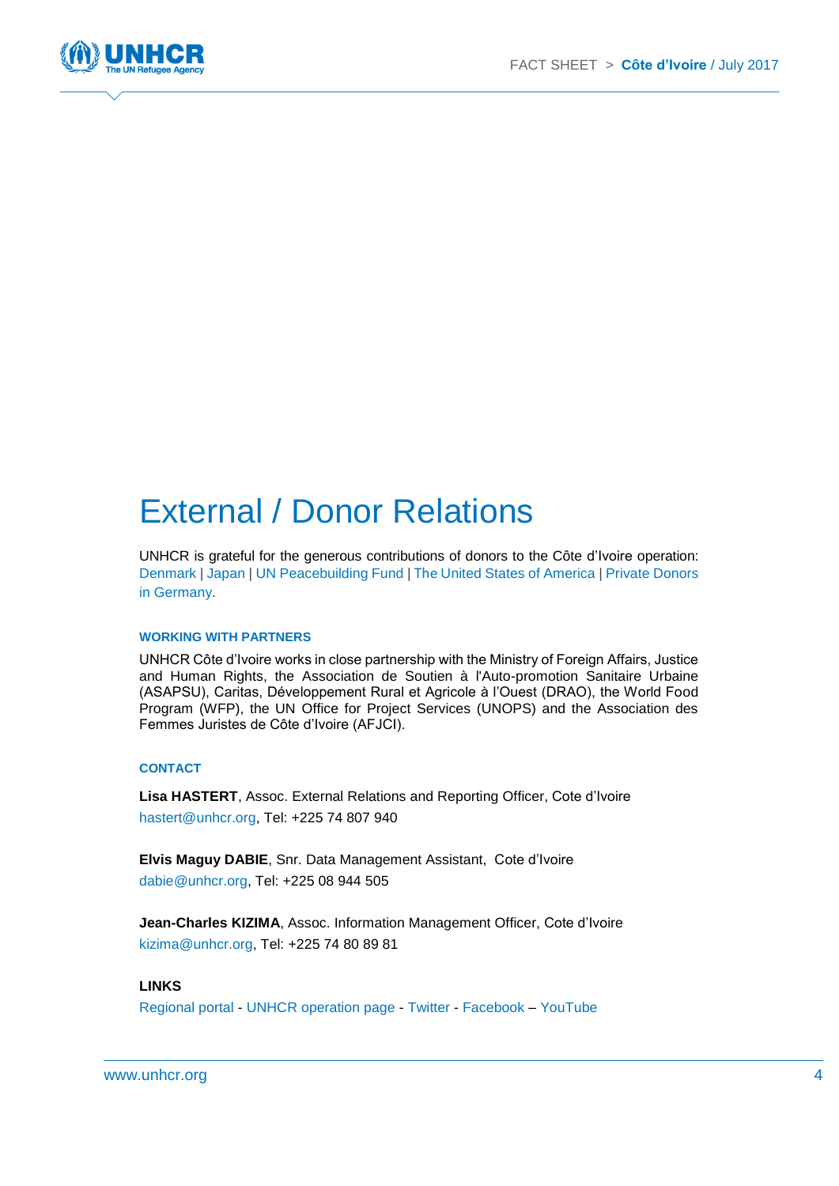# External / Donor Relations

UNHCR is grateful for the generous contributions of donors to the Côte d'Ivoire operation: Denmark | Japan | UN Peacebuilding Fund | The United States of America | Private Donors in Germany.

### WORKING WITH PARTNERS

UNHCR Côte d'Ivoire works in close partnership with the Ministry of Foreign Affairs, Justice and Human Rights, the Association de Soutien à l'Auto-promotion Sanitaire Urbaine (ASAPSU), Caritas, Développement Rural et Agricole à l'Ouest (DRAO), the World Food Program (WFP), the UN Office for Project Services (UNOPS) and the Association des Femmes Juristes de Côte d'Ivoire (AFJCI).

### CONTACT

**Lisa HASTERT**, Assoc. External Relations and Reporting Officer, Cote d'Ivoire
hastert@unhcr.org, Tel: +225 74 807 940

**Elvis Maguy DABIE**, Snr. Data Management Assistant, Cote d'Ivoire
dabie@unhcr.org, Tel: +225 08 944 505

**Jean-Charles KIZIMA**, Assoc. Information Management Officer, Cote d'Ivoire
kizima@unhcr.org, Tel: +225 74 80 89 81

**LINKS**

Regional portal - UNHCR operation page - Twitter - Facebook – YouTube